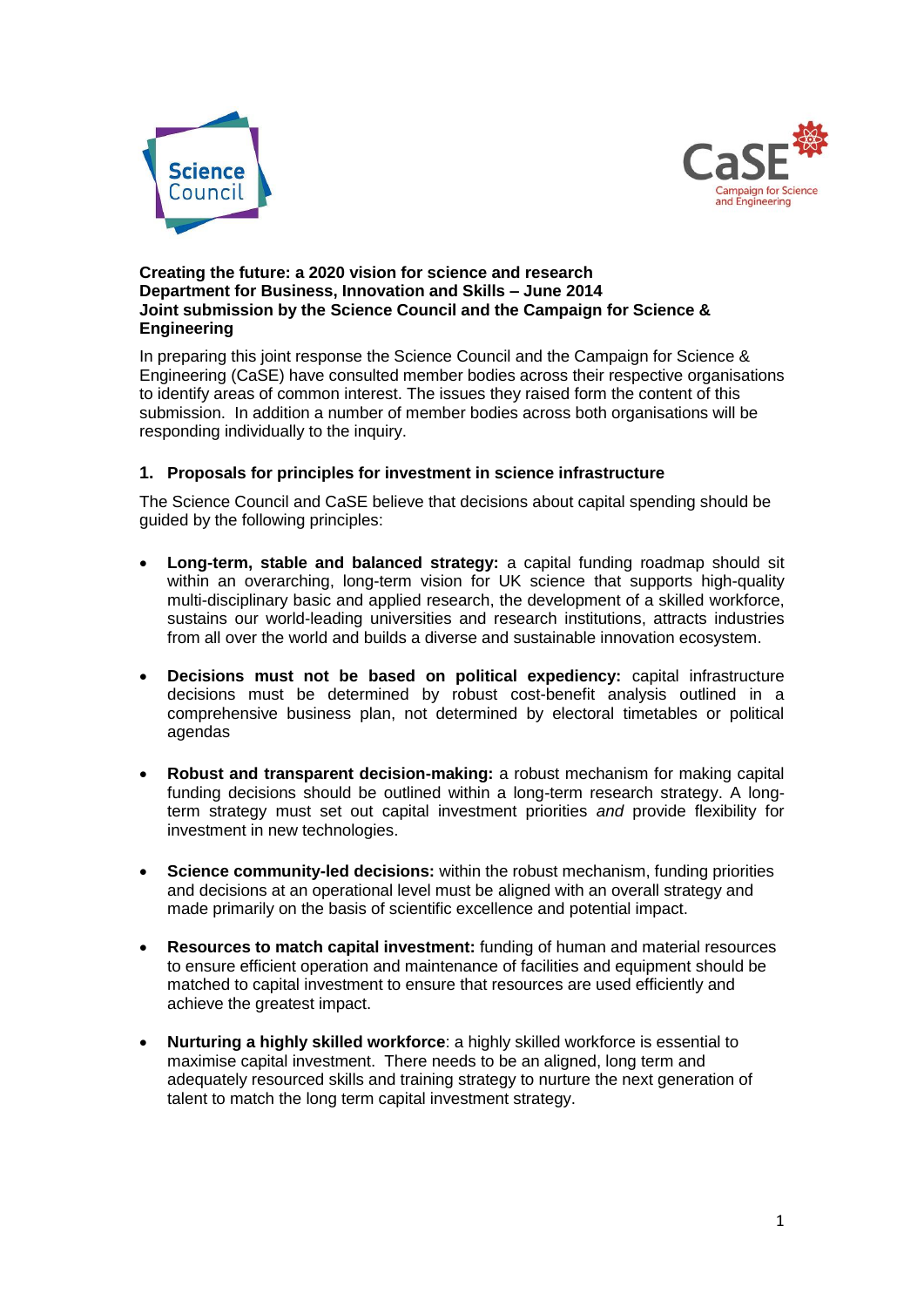**Creating the future: a 2020 vision for science and research**
**Department for Business, Innovation and Skills – June 2014**
**Joint submission by the Science Council and the Campaign for Science & Engineering**

In preparing this joint response the Science Council and the Campaign for Science & Engineering (CaSE) have consulted member bodies across their respective organisations to identify areas of common interest. The issues they raised form the content of this submission. In addition a number of member bodies across both organisations will be responding individually to the inquiry.

## 1. Proposals for principles for investment in science infrastructure

The Science Council and CaSE believe that decisions about capital spending should be guided by the following principles:

- **Long-term, stable and balanced strategy:** a capital funding roadmap should sit within an overarching, long-term vision for UK science that supports high-quality multi-disciplinary basic and applied research, the development of a skilled workforce, sustains our world-leading universities and research institutions, attracts industries from all over the world and builds a diverse and sustainable innovation ecosystem.

- **Decisions must not be based on political expediency:** capital infrastructure decisions must be determined by robust cost-benefit analysis outlined in a comprehensive business plan, not determined by electoral timetables or political agendas

- **Robust and transparent decision-making:** a robust mechanism for making capital funding decisions should be outlined within a long-term research strategy. A long-term strategy must set out capital investment priorities *and* provide flexibility for investment in new technologies.

- **Science community-led decisions:** within the robust mechanism, funding priorities and decisions at an operational level must be aligned with an overall strategy and made primarily on the basis of scientific excellence and potential impact.

- **Resources to match capital investment:** funding of human and material resources to ensure efficient operation and maintenance of facilities and equipment should be matched to capital investment to ensure that resources are used efficiently and achieve the greatest impact.

- **Nurturing a highly skilled workforce**: a highly skilled workforce is essential to maximise capital investment. There needs to be an aligned, long term and adequately resourced skills and training strategy to nurture the next generation of talent to match the long term capital investment strategy.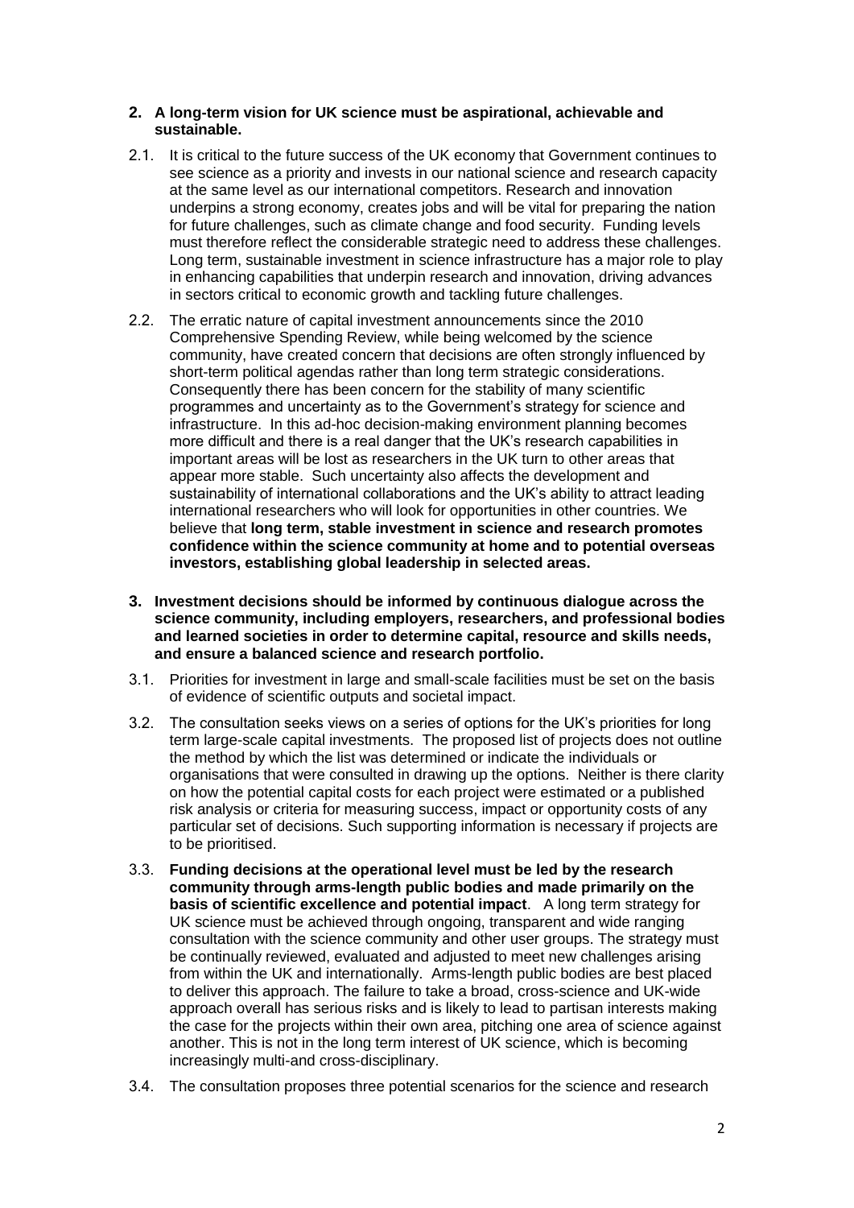**2. A long-term vision for UK science must be aspirational, achievable and sustainable.**

2.1. It is critical to the future success of the UK economy that Government continues to see science as a priority and invests in our national science and research capacity at the same level as our international competitors. Research and innovation underpins a strong economy, creates jobs and will be vital for preparing the nation for future challenges, such as climate change and food security. Funding levels must therefore reflect the considerable strategic need to address these challenges. Long term, sustainable investment in science infrastructure has a major role to play in enhancing capabilities that underpin research and innovation, driving advances in sectors critical to economic growth and tackling future challenges.

2.2. The erratic nature of capital investment announcements since the 2010 Comprehensive Spending Review, while being welcomed by the science community, have created concern that decisions are often strongly influenced by short-term political agendas rather than long term strategic considerations. Consequently there has been concern for the stability of many scientific programmes and uncertainty as to the Government's strategy for science and infrastructure. In this ad-hoc decision-making environment planning becomes more difficult and there is a real danger that the UK's research capabilities in important areas will be lost as researchers in the UK turn to other areas that appear more stable. Such uncertainty also affects the development and sustainability of international collaborations and the UK's ability to attract leading international researchers who will look for opportunities in other countries. We believe that **long term, stable investment in science and research promotes confidence within the science community at home and to potential overseas investors, establishing global leadership in selected areas.**

**3. Investment decisions should be informed by continuous dialogue across the science community, including employers, researchers, and professional bodies and learned societies in order to determine capital, resource and skills needs, and ensure a balanced science and research portfolio.**

3.1. Priorities for investment in large and small-scale facilities must be set on the basis of evidence of scientific outputs and societal impact.

3.2. The consultation seeks views on a series of options for the UK's priorities for long term large-scale capital investments. The proposed list of projects does not outline the method by which the list was determined or indicate the individuals or organisations that were consulted in drawing up the options. Neither is there clarity on how the potential capital costs for each project were estimated or a published risk analysis or criteria for measuring success, impact or opportunity costs of any particular set of decisions. Such supporting information is necessary if projects are to be prioritised.

3.3. **Funding decisions at the operational level must be led by the research community through arms-length public bodies and made primarily on the basis of scientific excellence and potential impact**. A long term strategy for UK science must be achieved through ongoing, transparent and wide ranging consultation with the science community and other user groups. The strategy must be continually reviewed, evaluated and adjusted to meet new challenges arising from within the UK and internationally. Arms-length public bodies are best placed to deliver this approach. The failure to take a broad, cross-science and UK-wide approach overall has serious risks and is likely to lead to partisan interests making the case for the projects within their own area, pitching one area of science against another. This is not in the long term interest of UK science, which is becoming increasingly multi-and cross-disciplinary.

3.4. The consultation proposes three potential scenarios for the science and research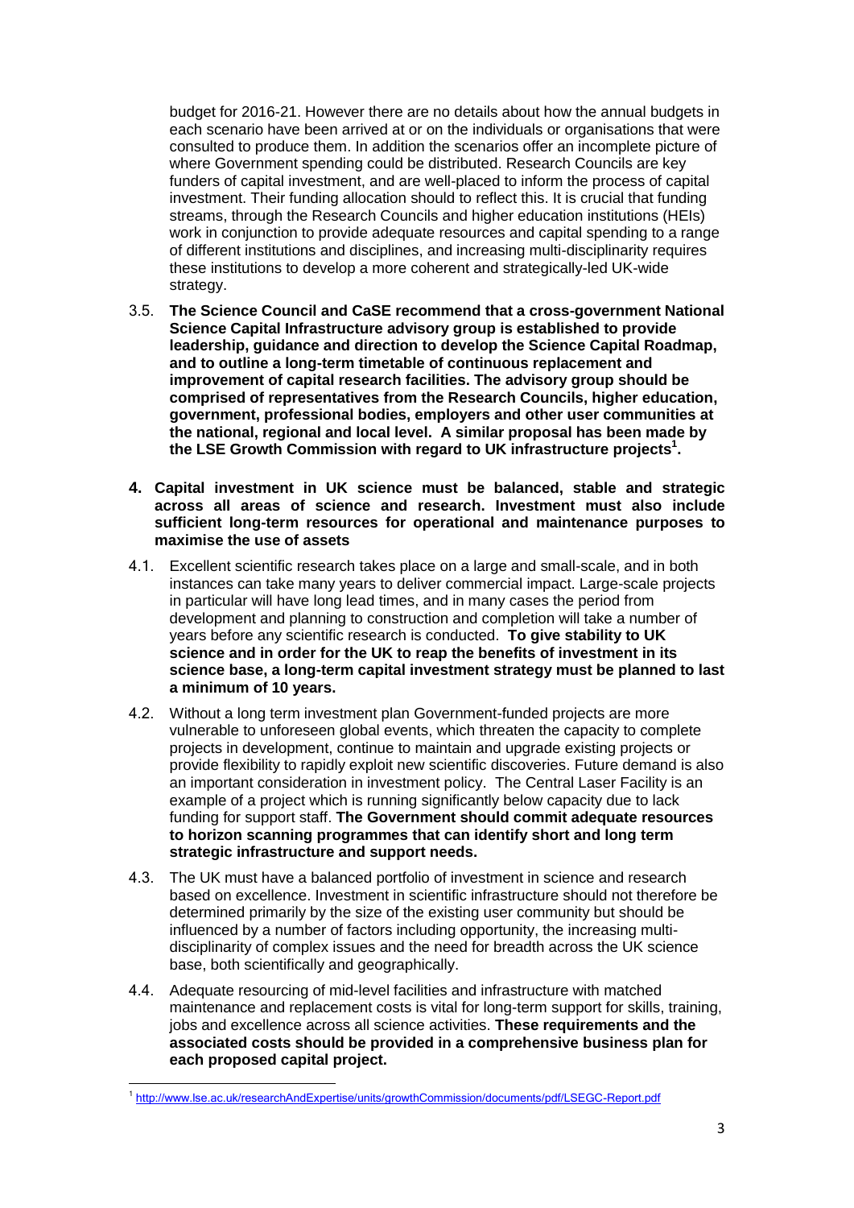budget for 2016-21. However there are no details about how the annual budgets in each scenario have been arrived at or on the individuals or organisations that were consulted to produce them. In addition the scenarios offer an incomplete picture of where Government spending could be distributed. Research Councils are key funders of capital investment, and are well-placed to inform the process of capital investment. Their funding allocation should to reflect this. It is crucial that funding streams, through the Research Councils and higher education institutions (HEIs) work in conjunction to provide adequate resources and capital spending to a range of different institutions and disciplines, and increasing multi-disciplinarity requires these institutions to develop a more coherent and strategically-led UK-wide strategy.

3.5. **The Science Council and CaSE recommend that a cross-government National Science Capital Infrastructure advisory group is established to provide leadership, guidance and direction to develop the Science Capital Roadmap, and to outline a long-term timetable of continuous replacement and improvement of capital research facilities. The advisory group should be comprised of representatives from the Research Councils, higher education, government, professional bodies, employers and other user communities at the national, regional and local level. A similar proposal has been made by the LSE Growth Commission with regard to UK infrastructure projects[1].**

**4. Capital investment in UK science must be balanced, stable and strategic across all areas of science and research. Investment must also include sufficient long-term resources for operational and maintenance purposes to maximise the use of assets**

4.1. Excellent scientific research takes place on a large and small-scale, and in both instances can take many years to deliver commercial impact. Large-scale projects in particular will have long lead times, and in many cases the period from development and planning to construction and completion will take a number of years before any scientific research is conducted. **To give stability to UK science and in order for the UK to reap the benefits of investment in its science base, a long-term capital investment strategy must be planned to last a minimum of 10 years.**

4.2. Without a long term investment plan Government-funded projects are more vulnerable to unforeseen global events, which threaten the capacity to complete projects in development, continue to maintain and upgrade existing projects or provide flexibility to rapidly exploit new scientific discoveries. Future demand is also an important consideration in investment policy. The Central Laser Facility is an example of a project which is running significantly below capacity due to lack funding for support staff. **The Government should commit adequate resources to horizon scanning programmes that can identify short and long term strategic infrastructure and support needs.**

4.3. The UK must have a balanced portfolio of investment in science and research based on excellence. Investment in scientific infrastructure should not therefore be determined primarily by the size of the existing user community but should be influenced by a number of factors including opportunity, the increasing multi-disciplinarity of complex issues and the need for breadth across the UK science base, both scientifically and geographically.

4.4. Adequate resourcing of mid-level facilities and infrastructure with matched maintenance and replacement costs is vital for long-term support for skills, training, jobs and excellence across all science activities. **These requirements and the associated costs should be provided in a comprehensive business plan for each proposed capital project.**

---

[1] http://www.lse.ac.uk/researchAndExpertise/units/growthCommission/documents/pdf/LSEGC-Report.pdf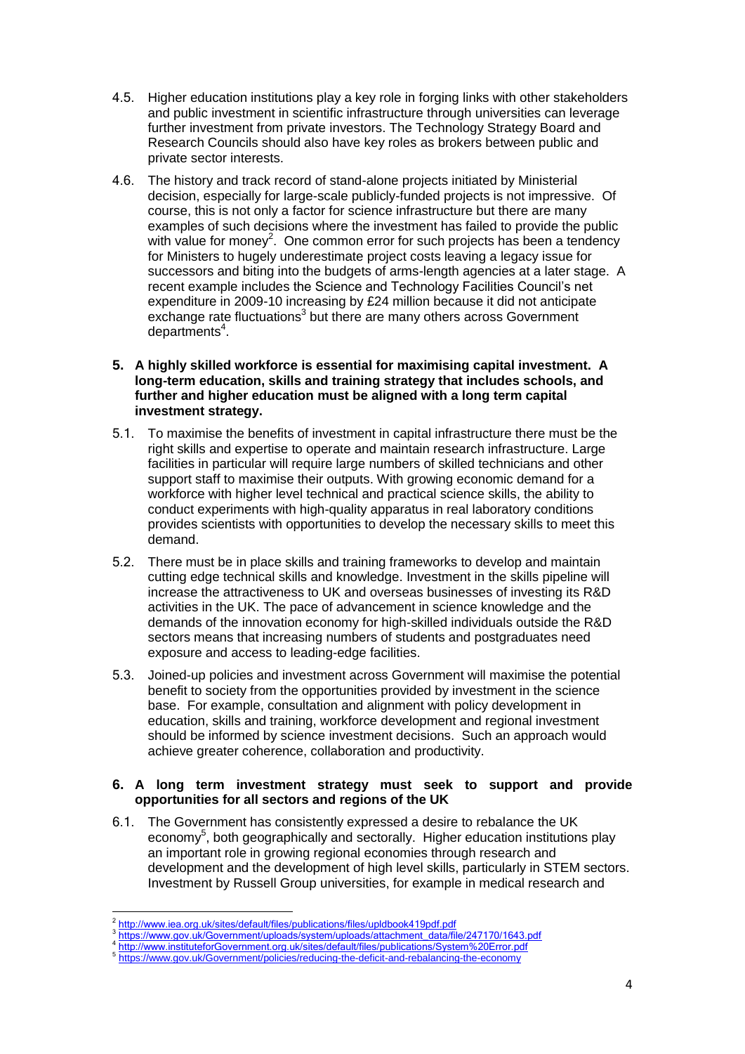4.5. Higher education institutions play a key role in forging links with other stakeholders and public investment in scientific infrastructure through universities can leverage further investment from private investors. The Technology Strategy Board and Research Councils should also have key roles as brokers between public and private sector interests.

4.6. The history and track record of stand-alone projects initiated by Ministerial decision, especially for large-scale publicly-funded projects is not impressive. Of course, this is not only a factor for science infrastructure but there are many examples of such decisions where the investment has failed to provide the public with value for money[2]. One common error for such projects has been a tendency for Ministers to hugely underestimate project costs leaving a legacy issue for successors and biting into the budgets of arms-length agencies at a later stage. A recent example includes the Science and Technology Facilities Council's net expenditure in 2009-10 increasing by £24 million because it did not anticipate exchange rate fluctuations[3] but there are many others across Government departments[4].

**5. A highly skilled workforce is essential for maximising capital investment. A long-term education, skills and training strategy that includes schools, and further and higher education must be aligned with a long term capital investment strategy.**

5.1. To maximise the benefits of investment in capital infrastructure there must be the right skills and expertise to operate and maintain research infrastructure. Large facilities in particular will require large numbers of skilled technicians and other support staff to maximise their outputs. With growing economic demand for a workforce with higher level technical and practical science skills, the ability to conduct experiments with high-quality apparatus in real laboratory conditions provides scientists with opportunities to develop the necessary skills to meet this demand.

5.2. There must be in place skills and training frameworks to develop and maintain cutting edge technical skills and knowledge. Investment in the skills pipeline will increase the attractiveness to UK and overseas businesses of investing its R&D activities in the UK. The pace of advancement in science knowledge and the demands of the innovation economy for high-skilled individuals outside the R&D sectors means that increasing numbers of students and postgraduates need exposure and access to leading-edge facilities.

5.3. Joined-up policies and investment across Government will maximise the potential benefit to society from the opportunities provided by investment in the science base. For example, consultation and alignment with policy development in education, skills and training, workforce development and regional investment should be informed by science investment decisions. Such an approach would achieve greater coherence, collaboration and productivity.

**6. A long term investment strategy must seek to support and provide opportunities for all sectors and regions of the UK**

6.1. The Government has consistently expressed a desire to rebalance the UK economy[5], both geographically and sectorally. Higher education institutions play an important role in growing regional economies through research and development and the development of high level skills, particularly in STEM sectors. Investment by Russell Group universities, for example in medical research and

---

[2] http://www.iea.org.uk/sites/default/files/publications/files/upldbook419pdf.pdf

[3] https://www.gov.uk/Government/uploads/system/uploads/attachment_data/file/247170/1643.pdf

[4] http://www.instituteforGovernment.org.uk/sites/default/files/publications/System%20Error.pdf

[5] https://www.gov.uk/Government/policies/reducing-the-deficit-and-rebalancing-the-economy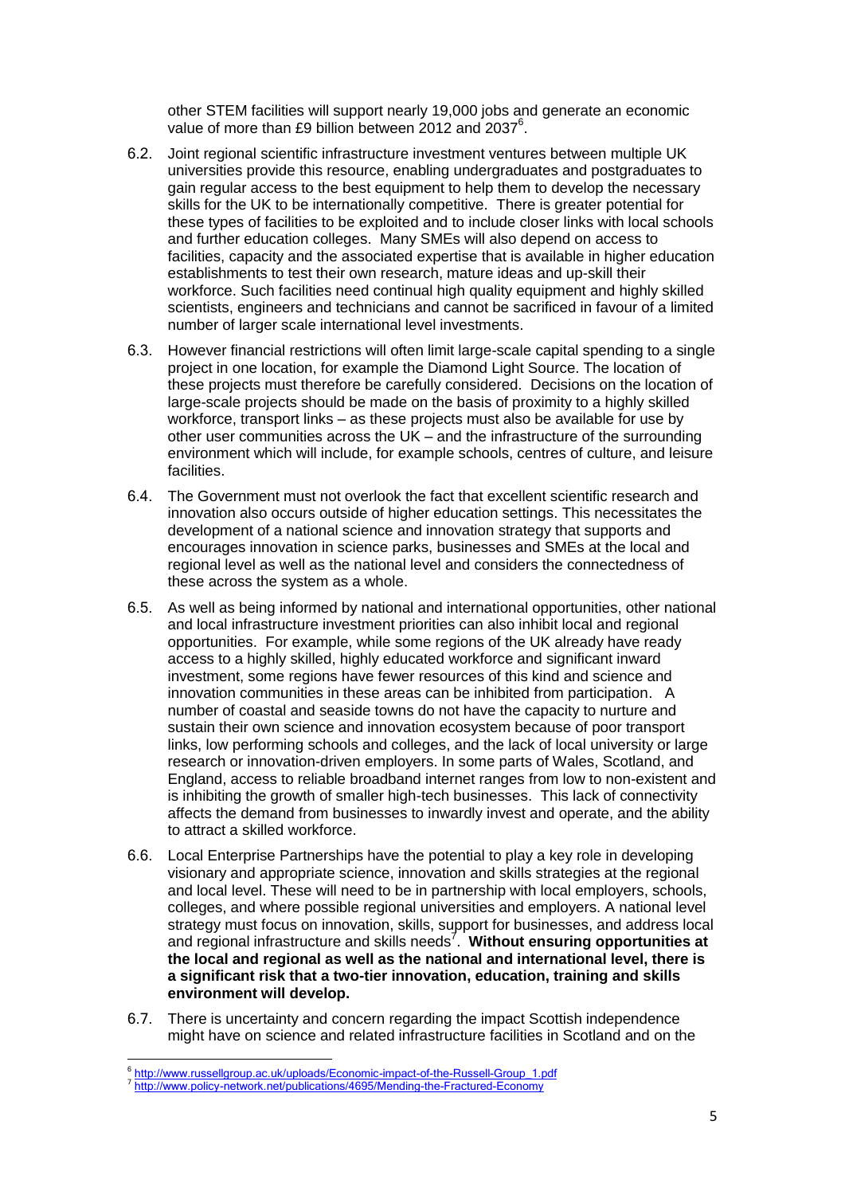other STEM facilities will support nearly 19,000 jobs and generate an economic value of more than £9 billion between 2012 and 2037[6].

6.2. Joint regional scientific infrastructure investment ventures between multiple UK universities provide this resource, enabling undergraduates and postgraduates to gain regular access to the best equipment to help them to develop the necessary skills for the UK to be internationally competitive. There is greater potential for these types of facilities to be exploited and to include closer links with local schools and further education colleges. Many SMEs will also depend on access to facilities, capacity and the associated expertise that is available in higher education establishments to test their own research, mature ideas and up-skill their workforce. Such facilities need continual high quality equipment and highly skilled scientists, engineers and technicians and cannot be sacrificed in favour of a limited number of larger scale international level investments.

6.3. However financial restrictions will often limit large-scale capital spending to a single project in one location, for example the Diamond Light Source. The location of these projects must therefore be carefully considered. Decisions on the location of large-scale projects should be made on the basis of proximity to a highly skilled workforce, transport links – as these projects must also be available for use by other user communities across the UK – and the infrastructure of the surrounding environment which will include, for example schools, centres of culture, and leisure facilities.

6.4. The Government must not overlook the fact that excellent scientific research and innovation also occurs outside of higher education settings. This necessitates the development of a national science and innovation strategy that supports and encourages innovation in science parks, businesses and SMEs at the local and regional level as well as the national level and considers the connectedness of these across the system as a whole.

6.5. As well as being informed by national and international opportunities, other national and local infrastructure investment priorities can also inhibit local and regional opportunities. For example, while some regions of the UK already have ready access to a highly skilled, highly educated workforce and significant inward investment, some regions have fewer resources of this kind and science and innovation communities in these areas can be inhibited from participation. A number of coastal and seaside towns do not have the capacity to nurture and sustain their own science and innovation ecosystem because of poor transport links, low performing schools and colleges, and the lack of local university or large research or innovation-driven employers. In some parts of Wales, Scotland, and England, access to reliable broadband internet ranges from low to non-existent and is inhibiting the growth of smaller high-tech businesses. This lack of connectivity affects the demand from businesses to inwardly invest and operate, and the ability to attract a skilled workforce.

6.6. Local Enterprise Partnerships have the potential to play a key role in developing visionary and appropriate science, innovation and skills strategies at the regional and local level. These will need to be in partnership with local employers, schools, colleges, and where possible regional universities and employers. A national level strategy must focus on innovation, skills, support for businesses, and address local and regional infrastructure and skills needs[7]. **Without ensuring opportunities at the local and regional as well as the national and international level, there is a significant risk that a two-tier innovation, education, training and skills environment will develop.**

6.7. There is uncertainty and concern regarding the impact Scottish independence might have on science and related infrastructure facilities in Scotland and on the

---

[6] http://www.russellgroup.ac.uk/uploads/Economic-impact-of-the-Russell-Group_1.pdf

[7] http://www.policy-network.net/publications/4695/Mending-the-Fractured-Economy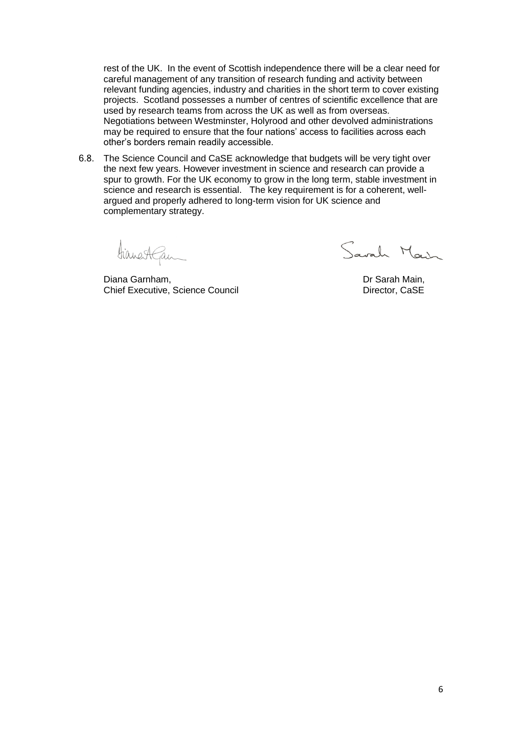rest of the UK. In the event of Scottish independence there will be a clear need for careful management of any transition of research funding and activity between relevant funding agencies, industry and charities in the short term to cover existing projects. Scotland possesses a number of centres of scientific excellence that are used by research teams from across the UK as well as from overseas. Negotiations between Westminster, Holyrood and other devolved administrations may be required to ensure that the four nations' access to facilities across each other's borders remain readily accessible.

6.8. The Science Council and CaSE acknowledge that budgets will be very tight over the next few years. However investment in science and research can provide a spur to growth. For the UK economy to grow in the long term, stable investment in science and research is essential. The key requirement is for a coherent, well-argued and properly adhered to long-term vision for UK science and complementary strategy.

Diana Garnham,
Chief Executive, Science Council

Dr Sarah Main,
Director, CaSE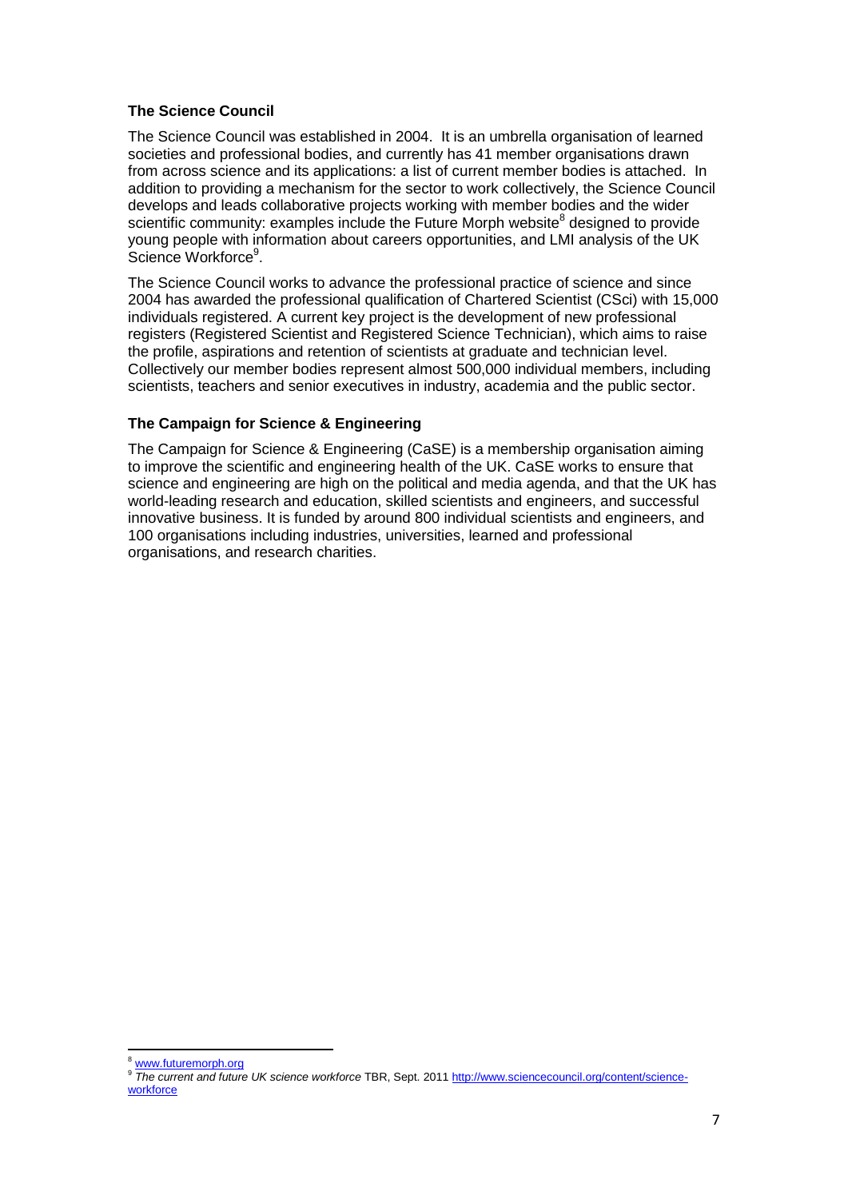### The Science Council

The Science Council was established in 2004. It is an umbrella organisation of learned societies and professional bodies, and currently has 41 member organisations drawn from across science and its applications: a list of current member bodies is attached. In addition to providing a mechanism for the sector to work collectively, the Science Council develops and leads collaborative projects working with member bodies and the wider scientific community: examples include the Future Morph website[8] designed to provide young people with information about careers opportunities, and LMI analysis of the UK Science Workforce[9].

The Science Council works to advance the professional practice of science and since 2004 has awarded the professional qualification of Chartered Scientist (CSci) with 15,000 individuals registered. A current key project is the development of new professional registers (Registered Scientist and Registered Science Technician), which aims to raise the profile, aspirations and retention of scientists at graduate and technician level. Collectively our member bodies represent almost 500,000 individual members, including scientists, teachers and senior executives in industry, academia and the public sector.

### The Campaign for Science & Engineering

The Campaign for Science & Engineering (CaSE) is a membership organisation aiming to improve the scientific and engineering health of the UK. CaSE works to ensure that science and engineering are high on the political and media agenda, and that the UK has world-leading research and education, skilled scientists and engineers, and successful innovative business. It is funded by around 800 individual scientists and engineers, and 100 organisations including industries, universities, learned and professional organisations, and research charities.

---

[8] www.futuremorph.org

[9] *The current and future UK science workforce* TBR, Sept. 2011 http://www.sciencecouncil.org/content/science-workforce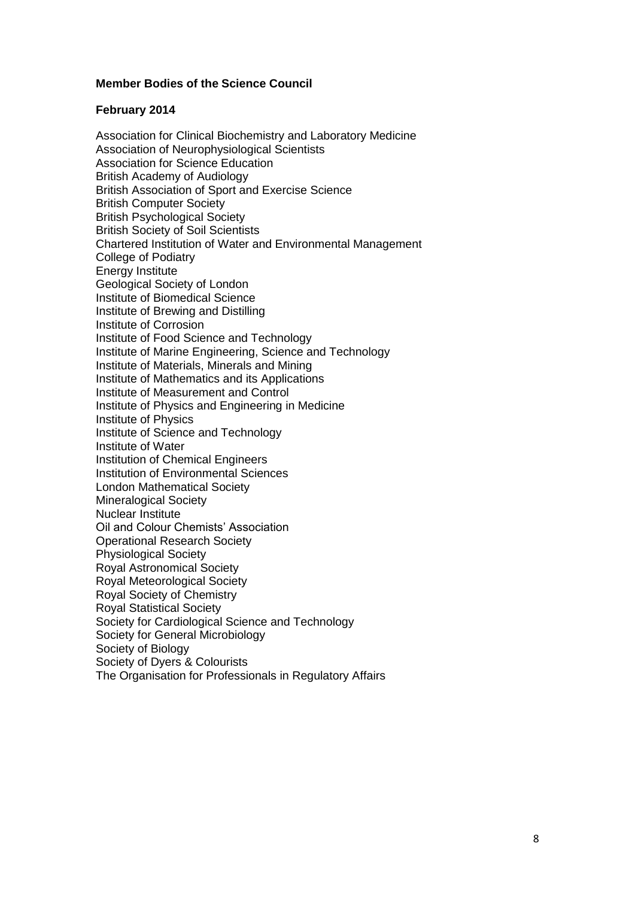**Member Bodies of the Science Council**

**February 2014**

Association for Clinical Biochemistry and Laboratory Medicine
Association of Neurophysiological Scientists
Association for Science Education
British Academy of Audiology
British Association of Sport and Exercise Science
British Computer Society
British Psychological Society
British Society of Soil Scientists
Chartered Institution of Water and Environmental Management
College of Podiatry
Energy Institute
Geological Society of London
Institute of Biomedical Science
Institute of Brewing and Distilling
Institute of Corrosion
Institute of Food Science and Technology
Institute of Marine Engineering, Science and Technology
Institute of Materials, Minerals and Mining
Institute of Mathematics and its Applications
Institute of Measurement and Control
Institute of Physics and Engineering in Medicine
Institute of Physics
Institute of Science and Technology
Institute of Water
Institution of Chemical Engineers
Institution of Environmental Sciences
London Mathematical Society
Mineralogical Society
Nuclear Institute
Oil and Colour Chemists' Association
Operational Research Society
Physiological Society
Royal Astronomical Society
Royal Meteorological Society
Royal Society of Chemistry
Royal Statistical Society
Society for Cardiological Science and Technology
Society for General Microbiology
Society of Biology
Society of Dyers & Colourists
The Organisation for Professionals in Regulatory Affairs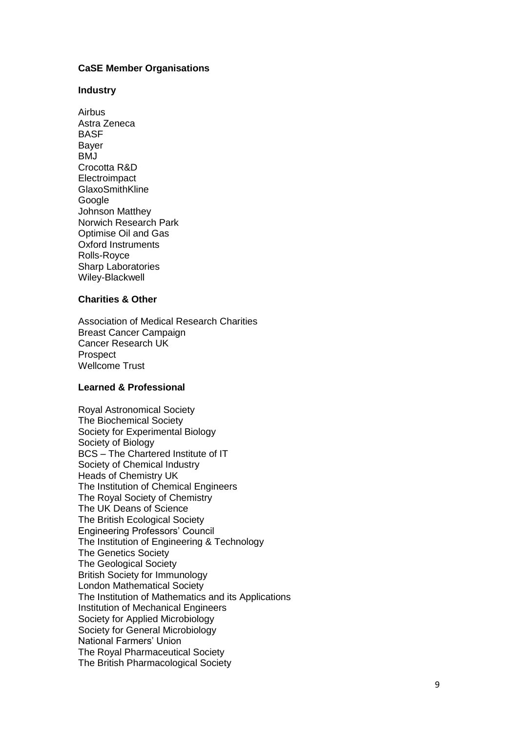## CaSE Member Organisations

### Industry

Airbus
Astra Zeneca
BASF
Bayer
BMJ
Crocotta R&D
Electroimpact
GlaxoSmithKline
Google
Johnson Matthey
Norwich Research Park
Optimise Oil and Gas
Oxford Instruments
Rolls-Royce
Sharp Laboratories
Wiley-Blackwell

### Charities & Other

Association of Medical Research Charities
Breast Cancer Campaign
Cancer Research UK
Prospect
Wellcome Trust

### Learned & Professional

Royal Astronomical Society
The Biochemical Society
Society for Experimental Biology
Society of Biology
BCS – The Chartered Institute of IT
Society of Chemical Industry
Heads of Chemistry UK
The Institution of Chemical Engineers
The Royal Society of Chemistry
The UK Deans of Science
The British Ecological Society
Engineering Professors' Council
The Institution of Engineering & Technology
The Genetics Society
The Geological Society
British Society for Immunology
London Mathematical Society
The Institution of Mathematics and its Applications
Institution of Mechanical Engineers
Society for Applied Microbiology
Society for General Microbiology
National Farmers' Union
The Royal Pharmaceutical Society
The British Pharmacological Society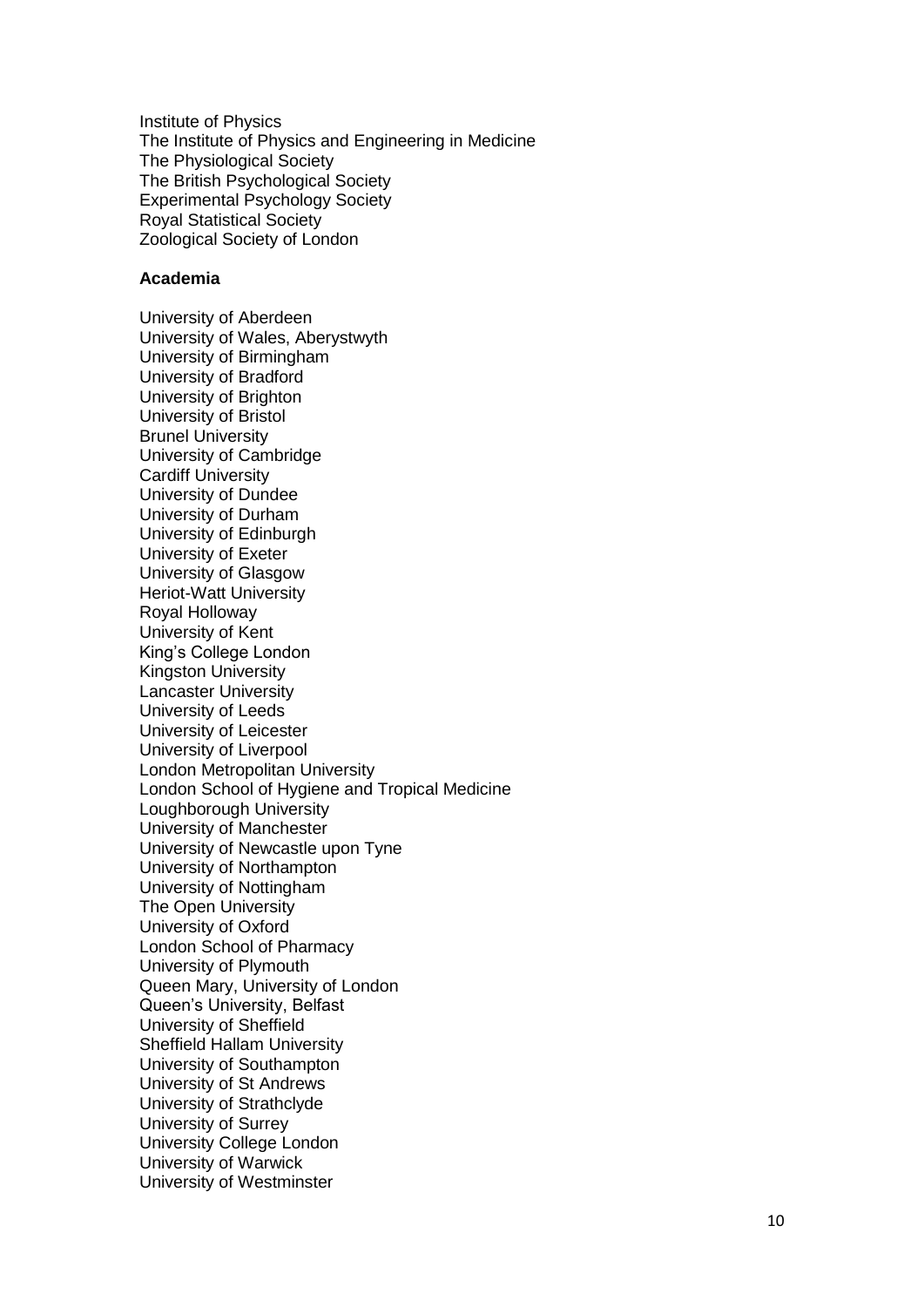Institute of Physics
The Institute of Physics and Engineering in Medicine
The Physiological Society
The British Psychological Society
Experimental Psychology Society
Royal Statistical Society
Zoological Society of London

**Academia**

University of Aberdeen
University of Wales, Aberystwyth
University of Birmingham
University of Bradford
University of Brighton
University of Bristol
Brunel University
University of Cambridge
Cardiff University
University of Dundee
University of Durham
University of Edinburgh
University of Exeter
University of Glasgow
Heriot-Watt University
Royal Holloway
University of Kent
King's College London
Kingston University
Lancaster University
University of Leeds
University of Leicester
University of Liverpool
London Metropolitan University
London School of Hygiene and Tropical Medicine
Loughborough University
University of Manchester
University of Newcastle upon Tyne
University of Northampton
University of Nottingham
The Open University
University of Oxford
London School of Pharmacy
University of Plymouth
Queen Mary, University of London
Queen's University, Belfast
University of Sheffield
Sheffield Hallam University
University of Southampton
University of St Andrews
University of Strathclyde
University of Surrey
University College London
University of Warwick
University of Westminster